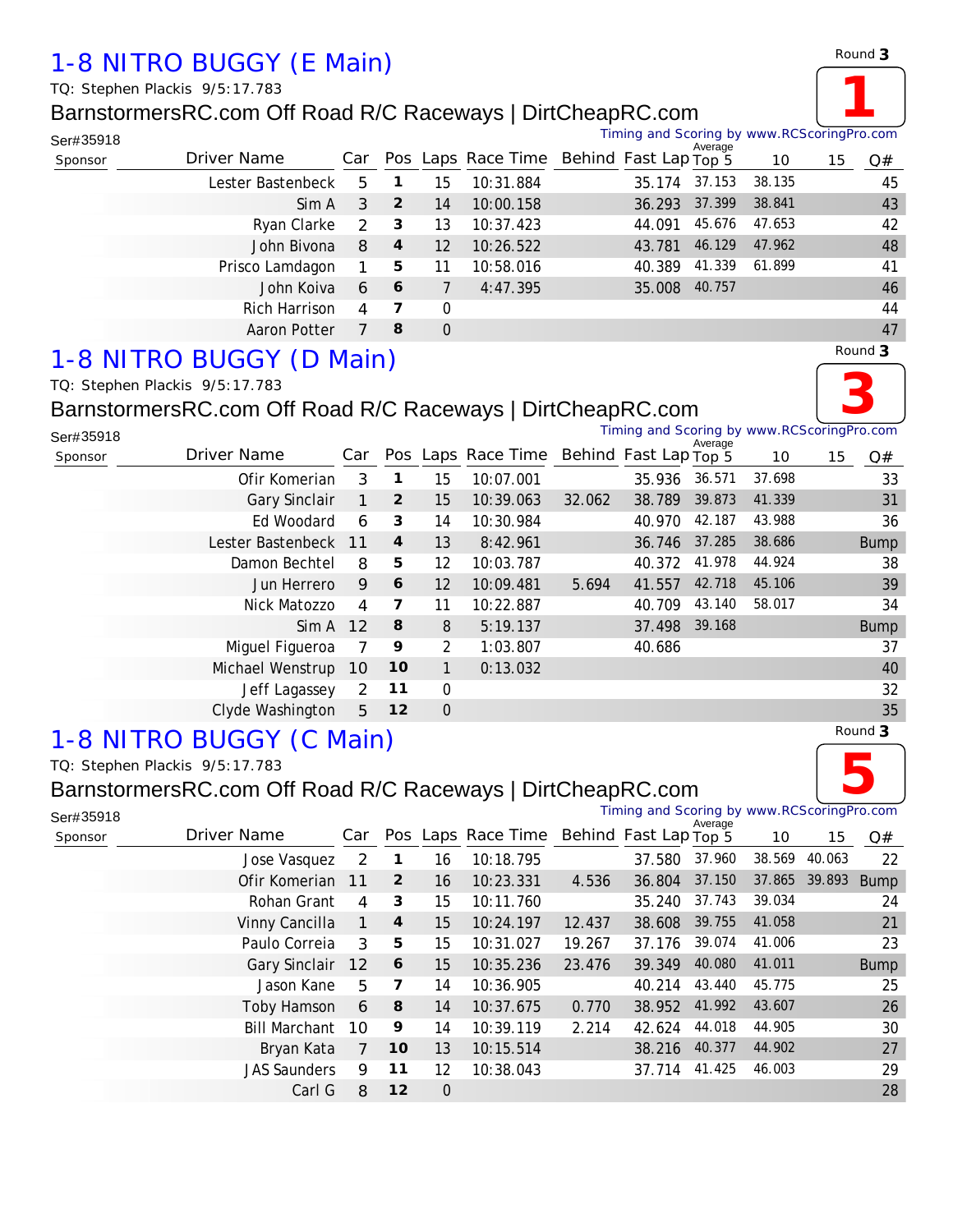# 1-8 NITRO BUGGY (E Main)

Round **3**

**1**

TQ: Stephen Plackis 9/5:17.783

BarnstormersRC.com Off Road R/C Raceways | DirtCheapRC.com

Ser#35918

Timing and Scoring by www.RCScoringPro.com

| Sponsor | Driver Name | Car | Pos | Laps | Race Time | Behind | Fast Lap | Average Top 5 | 10 | 15 | Q# |
|---|---|---|---|---|---|---|---|---|---|---|---|
| | Lester Bastenbeck | 5 | **1** | 15 | 10:31.884 | | 35.174 | 37.153 | 38.135 | | 45 |
| | Sim A | 3 | **2** | 14 | 10:00.158 | | 36.293 | 37.399 | 38.841 | | 43 |
| | Ryan Clarke | 2 | **3** | 13 | 10:37.423 | | 44.091 | 45.676 | 47.653 | | 42 |
| | John Bivona | 8 | **4** | 12 | 10:26.522 | | 43.781 | 46.129 | 47.962 | | 48 |
| | Prisco Lamdagon | 1 | **5** | 11 | 10:58.016 | | 40.389 | 41.339 | 61.899 | | 41 |
| | John Koiva | 6 | **6** | 7 | 4:47.395 | | 35.008 | 40.757 | | | 46 |
| | Rich Harrison | 4 | **7** | 0 | | | | | | | 44 |
| | Aaron Potter | 7 | **8** | 0 | | | | | | | 47 |

# 1-8 NITRO BUGGY (D Main)

Round **3**

**3**

TQ: Stephen Plackis 9/5:17.783

BarnstormersRC.com Off Road R/C Raceways | DirtCheapRC.com

Ser#35918

Timing and Scoring by www.RCScoringPro.com

| Sponsor | Driver Name | Car | Pos | Laps | Race Time | Behind | Fast Lap | Average Top 5 | 10 | 15 | Q# |
|---|---|---|---|---|---|---|---|---|---|---|---|
| | Ofir Komerian | 3 | **1** | 15 | 10:07.001 | | 35.936 | 36.571 | 37.698 | | 33 |
| | Gary Sinclair | 1 | **2** | 15 | 10:39.063 | 32.062 | 38.789 | 39.873 | 41.339 | | 31 |
| | Ed Woodard | 6 | **3** | 14 | 10:30.984 | | 40.970 | 42.187 | 43.988 | | 36 |
| | Lester Bastenbeck | 11 | **4** | 13 | 8:42.961 | | 36.746 | 37.285 | 38.686 | | Bump |
| | Damon Bechtel | 8 | **5** | 12 | 10:03.787 | | 40.372 | 41.978 | 44.924 | | 38 |
| | Jun Herrero | 9 | **6** | 12 | 10:09.481 | 5.694 | 41.557 | 42.718 | 45.106 | | 39 |
| | Nick Matozzo | 4 | **7** | 11 | 10:22.887 | | 40.709 | 43.140 | 58.017 | | 34 |
| | Sim A | 12 | **8** | 8 | 5:19.137 | | 37.498 | 39.168 | | | Bump |
| | Miguel Figueroa | 7 | **9** | 2 | 1:03.807 | | 40.686 | | | | 37 |
| | Michael Wenstrup | 10 | **10** | 1 | 0:13.032 | | | | | | 40 |
| | Jeff Lagassey | 2 | **11** | 0 | | | | | | | 32 |
| | Clyde Washington | 5 | **12** | 0 | | | | | | | 35 |

# 1-8 NITRO BUGGY (C Main)

Round **3**

**5**

TQ: Stephen Plackis 9/5:17.783

BarnstormersRC.com Off Road R/C Raceways | DirtCheapRC.com

Ser#35918

Timing and Scoring by www.RCScoringPro.com

| Sponsor | Driver Name | Car | Pos | Laps | Race Time | Behind | Fast Lap | Average Top 5 | 10 | 15 | Q# |
|---|---|---|---|---|---|---|---|---|---|---|---|
| | Jose Vasquez | 2 | **1** | 16 | 10:18.795 | | 37.580 | 37.960 | 38.569 | 40.063 | 22 |
| | Ofir Komerian | 11 | **2** | 16 | 10:23.331 | 4.536 | 36.804 | 37.150 | 37.865 | 39.893 | Bump |
| | Rohan Grant | 4 | **3** | 15 | 10:11.760 | | 35.240 | 37.743 | 39.034 | | 24 |
| | Vinny Cancilla | 1 | **4** | 15 | 10:24.197 | 12.437 | 38.608 | 39.755 | 41.058 | | 21 |
| | Paulo Correia | 3 | **5** | 15 | 10:31.027 | 19.267 | 37.176 | 39.074 | 41.006 | | 23 |
| | Gary Sinclair | 12 | **6** | 15 | 10:35.236 | 23.476 | 39.349 | 40.080 | 41.011 | | Bump |
| | Jason Kane | 5 | **7** | 14 | 10:36.905 | | 40.214 | 43.440 | 45.775 | | 25 |
| | Toby Hamson | 6 | **8** | 14 | 10:37.675 | 0.770 | 38.952 | 41.992 | 43.607 | | 26 |
| | Bill Marchant | 10 | **9** | 14 | 10:39.119 | 2.214 | 42.624 | 44.018 | 44.905 | | 30 |
| | Bryan Kata | 7 | **10** | 13 | 10:15.514 | | 38.216 | 40.377 | 44.902 | | 27 |
| | JAS Saunders | 9 | **11** | 12 | 10:38.043 | | 37.714 | 41.425 | 46.003 | | 29 |
| | Carl G | 8 | **12** | 0 | | | | | | | 28 |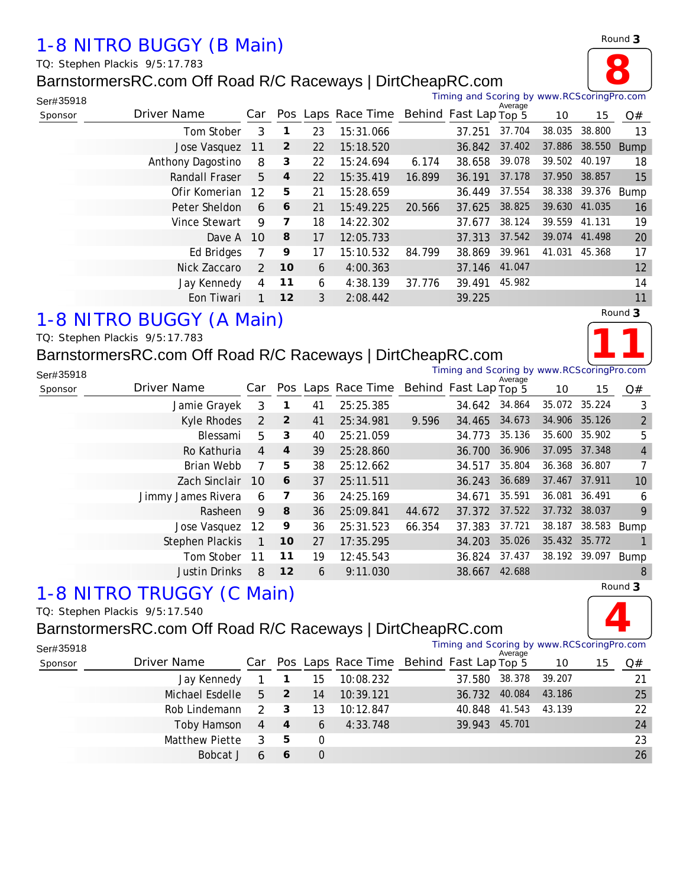# 1-8 NITRO BUGGY (B Main)

TQ: Stephen Plackis 9/5:17.783

BarnstormersRC.com Off Road R/C Raceways | DirtCheapRC.com

Round **3**

**8**

Ser#35918

Timing and Scoring by www.RCScoringPro.com

| Sponsor | Driver Name | Car | Pos | Laps | Race Time | Behind | Fast Lap | Average Top 5 | 10 | 15 | Q# |
|---|---|---|---|---|---|---|---|---|---|---|---|
| | Tom Stober | 3 | **1** | 23 | 15:31.066 | | 37.251 | 37.704 | 38.035 | 38.800 | 13 |
| | Jose Vasquez | 11 | **2** | 22 | 15:18.520 | | 36.842 | 37.402 | 37.886 | 38.550 | Bump |
| | Anthony Dagostino | 8 | **3** | 22 | 15:24.694 | 6.174 | 38.658 | 39.078 | 39.502 | 40.197 | 18 |
| | Randall Fraser | 5 | **4** | 22 | 15:35.419 | 16.899 | 36.191 | 37.178 | 37.950 | 38.857 | 15 |
| | Ofir Komerian | 12 | **5** | 21 | 15:28.659 | | 36.449 | 37.554 | 38.338 | 39.376 | Bump |
| | Peter Sheldon | 6 | **6** | 21 | 15:49.225 | 20.566 | 37.625 | 38.825 | 39.630 | 41.035 | 16 |
| | Vince Stewart | 9 | **7** | 18 | 14:22.302 | | 37.677 | 38.124 | 39.559 | 41.131 | 19 |
| | Dave A | 10 | **8** | 17 | 12:05.733 | | 37.313 | 37.542 | 39.074 | 41.498 | 20 |
| | Ed Bridges | 7 | **9** | 17 | 15:10.532 | 84.799 | 38.869 | 39.961 | 41.031 | 45.368 | 17 |
| | Nick Zaccaro | 2 | **10** | 6 | 4:00.363 | | 37.146 | 41.047 | | | 12 |
| | Jay Kennedy | 4 | **11** | 6 | 4:38.139 | 37.776 | 39.491 | 45.982 | | | 14 |
| | Eon Tiwari | 1 | **12** | 3 | 2:08.442 | | 39.225 | | | | 11 |

# 1-8 NITRO BUGGY (A Main)

TQ: Stephen Plackis 9/5:17.783

BarnstormersRC.com Off Road R/C Raceways | DirtCheapRC.com

Round **3**

**11**

Ser#35918

Timing and Scoring by www.RCScoringPro.com

| Sponsor | Driver Name | Car | Pos | Laps | Race Time | Behind | Fast Lap | Average Top 5 | 10 | 15 | Q# |
|---|---|---|---|---|---|---|---|---|---|---|---|
| | Jamie Grayek | 3 | **1** | 41 | 25:25.385 | | 34.642 | 34.864 | 35.072 | 35.224 | 3 |
| | Kyle Rhodes | 2 | **2** | 41 | 25:34.981 | 9.596 | 34.465 | 34.673 | 34.906 | 35.126 | 2 |
| | Blessami | 5 | **3** | 40 | 25:21.059 | | 34.773 | 35.136 | 35.600 | 35.902 | 5 |
| | Ro Kathuria | 4 | **4** | 39 | 25:28.860 | | 36.700 | 36.906 | 37.095 | 37.348 | 4 |
| | Brian Webb | 7 | **5** | 38 | 25:12.662 | | 34.517 | 35.804 | 36.368 | 36.807 | 7 |
| | Zach Sinclair | 10 | **6** | 37 | 25:11.511 | | 36.243 | 36.689 | 37.467 | 37.911 | 10 |
| | Jimmy James Rivera | 6 | **7** | 36 | 24:25.169 | | 34.671 | 35.591 | 36.081 | 36.491 | 6 |
| | Rasheen | 9 | **8** | 36 | 25:09.841 | 44.672 | 37.372 | 37.522 | 37.732 | 38.037 | 9 |
| | Jose Vasquez | 12 | **9** | 36 | 25:31.523 | 66.354 | 37.383 | 37.721 | 38.187 | 38.583 | Bump |
| | Stephen Plackis | 1 | **10** | 27 | 17:35.295 | | 34.203 | 35.026 | 35.432 | 35.772 | 1 |
| | Tom Stober | 11 | **11** | 19 | 12:45.543 | | 36.824 | 37.437 | 38.192 | 39.097 | Bump |
| | Justin Drinks | 8 | **12** | 6 | 9:11.030 | | 38.667 | 42.688 | | | 8 |

# 1-8 NITRO TRUGGY (C Main)

TQ: Stephen Plackis 9/5:17.540

BarnstormersRC.com Off Road R/C Raceways | DirtCheapRC.com

Round **3**

**4**

Ser#35918

Timing and Scoring by www.RCScoringPro.com

| Sponsor | Driver Name | Car | Pos | Laps | Race Time | Behind | Fast Lap | Average Top 5 | 10 | 15 | Q# |
|---|---|---|---|---|---|---|---|---|---|---|---|
| | Jay Kennedy | 1 | **1** | 15 | 10:08.232 | | 37.580 | 38.378 | 39.207 | | 21 |
| | Michael Esdelle | 5 | **2** | 14 | 10:39.121 | | 36.732 | 40.084 | 43.186 | | 25 |
| | Rob Lindemann | 2 | **3** | 13 | 10:12.847 | | 40.848 | 41.543 | 43.139 | | 22 |
| | Toby Hamson | 4 | **4** | 6 | 4:33.748 | | 39.943 | 45.701 | | | 24 |
| | Matthew Piette | 3 | **5** | 0 | | | | | | | 23 |
| | Bobcat J | 6 | **6** | 0 | | | | | | | 26 |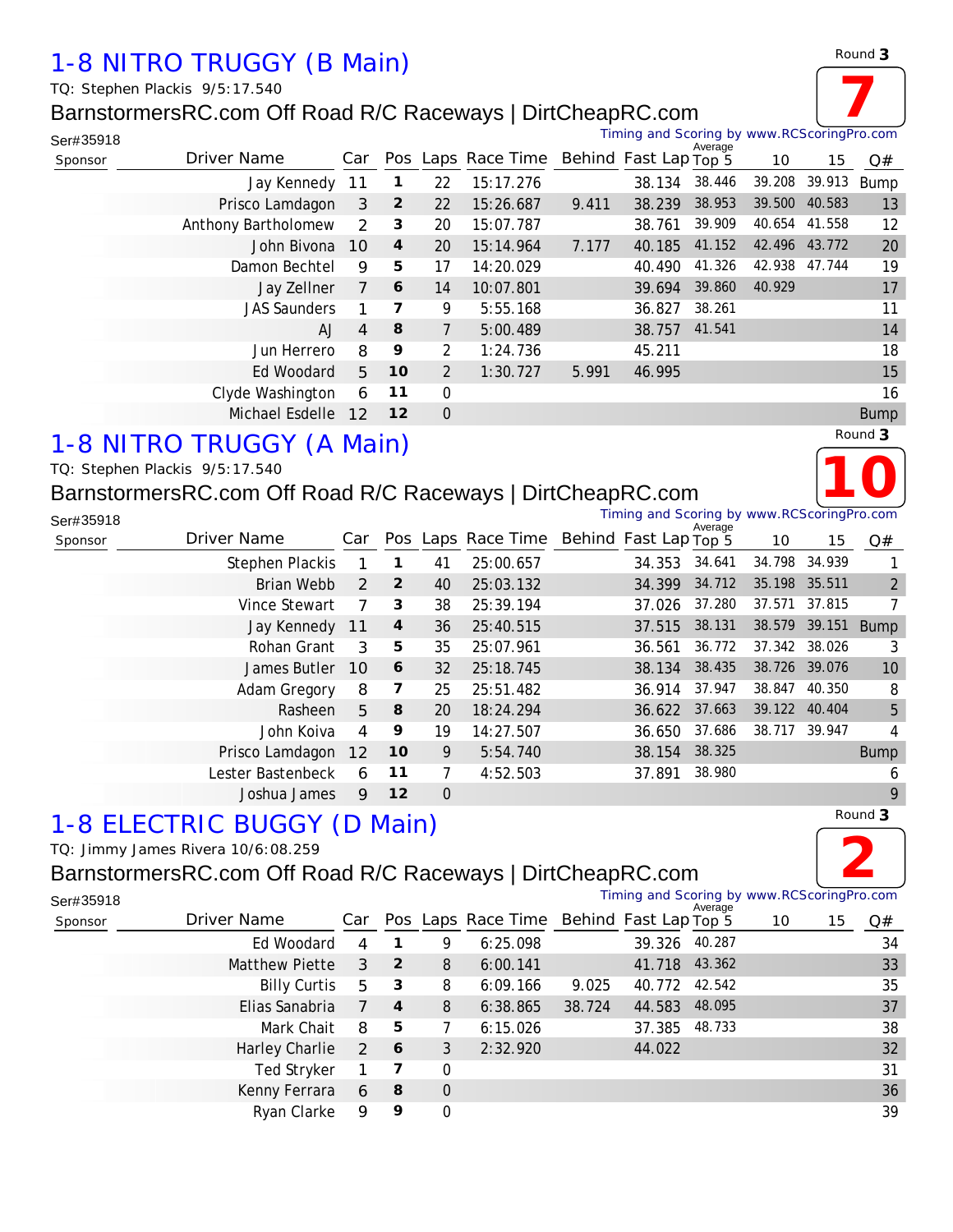# 1-8 NITRO TRUGGY (B Main)

Round **3**

**7**

TQ: Stephen Plackis 9/5:17.540

BarnstormersRC.com Off Road R/C Raceways | DirtCheapRC.com

Ser#35918

Timing and Scoring by www.RCScoringPro.com

| Sponsor | Driver Name | Car | Pos | Laps | Race Time | Behind | Fast Lap | Average Top 5 | 10 | 15 | Q# |
|---|---|---|---|---|---|---|---|---|---|---|---|
| | Jay Kennedy | 11 | **1** | 22 | 15:17.276 | | 38.134 | 38.446 | 39.208 | 39.913 | Bump |
| | Prisco Lamdagon | 3 | **2** | 22 | 15:26.687 | 9.411 | 38.239 | 38.953 | 39.500 | 40.583 | 13 |
| | Anthony Bartholomew | 2 | **3** | 20 | 15:07.787 | | 38.761 | 39.909 | 40.654 | 41.558 | 12 |
| | John Bivona | 10 | **4** | 20 | 15:14.964 | 7.177 | 40.185 | 41.152 | 42.496 | 43.772 | 20 |
| | Damon Bechtel | 9 | **5** | 17 | 14:20.029 | | 40.490 | 41.326 | 42.938 | 47.744 | 19 |
| | Jay Zellner | 7 | **6** | 14 | 10:07.801 | | 39.694 | 39.860 | 40.929 | | 17 |
| | JAS Saunders | 1 | **7** | 9 | 5:55.168 | | 36.827 | 38.261 | | | 11 |
| | AJ | 4 | **8** | 7 | 5:00.489 | | 38.757 | 41.541 | | | 14 |
| | Jun Herrero | 8 | **9** | 2 | 1:24.736 | | 45.211 | | | | 18 |
| | Ed Woodard | 5 | **10** | 2 | 1:30.727 | 5.991 | 46.995 | | | | 15 |
| | Clyde Washington | 6 | **11** | 0 | | | | | | | 16 |
| | Michael Esdelle | 12 | **12** | 0 | | | | | | | Bump |

# 1-8 NITRO TRUGGY (A Main)

Round **3**

**10**

TQ: Stephen Plackis 9/5:17.540

BarnstormersRC.com Off Road R/C Raceways | DirtCheapRC.com

Ser#35918

Timing and Scoring by www.RCScoringPro.com

| Sponsor | Driver Name | Car | Pos | Laps | Race Time | Behind | Fast Lap | Average Top 5 | 10 | 15 | Q# |
|---|---|---|---|---|---|---|---|---|---|---|---|
| | Stephen Plackis | 1 | **1** | 41 | 25:00.657 | | 34.353 | 34.641 | 34.798 | 34.939 | 1 |
| | Brian Webb | 2 | **2** | 40 | 25:03.132 | | 34.399 | 34.712 | 35.198 | 35.511 | 2 |
| | Vince Stewart | 7 | **3** | 38 | 25:39.194 | | 37.026 | 37.280 | 37.571 | 37.815 | 7 |
| | Jay Kennedy | 11 | **4** | 36 | 25:40.515 | | 37.515 | 38.131 | 38.579 | 39.151 | Bump |
| | Rohan Grant | 3 | **5** | 35 | 25:07.961 | | 36.561 | 36.772 | 37.342 | 38.026 | 3 |
| | James Butler | 10 | **6** | 32 | 25:18.745 | | 38.134 | 38.435 | 38.726 | 39.076 | 10 |
| | Adam Gregory | 8 | **7** | 25 | 25:51.482 | | 36.914 | 37.947 | 38.847 | 40.350 | 8 |
| | Rasheen | 5 | **8** | 20 | 18:24.294 | | 36.622 | 37.663 | 39.122 | 40.404 | 5 |
| | John Koiva | 4 | **9** | 19 | 14:27.507 | | 36.650 | 37.686 | 38.717 | 39.947 | 4 |
| | Prisco Lamdagon | 12 | **10** | 9 | 5:54.740 | | 38.154 | 38.325 | | | Bump |
| | Lester Bastenbeck | 6 | **11** | 7 | 4:52.503 | | 37.891 | 38.980 | | | 6 |
| | Joshua James | 9 | **12** | 0 | | | | | | | 9 |

# 1-8 ELECTRIC BUGGY (D Main)

Round **3**

**2**

TQ: Jimmy James Rivera 10/6:08.259

BarnstormersRC.com Off Road R/C Raceways | DirtCheapRC.com

Ser#35918

Timing and Scoring by www.RCScoringPro.com

| Sponsor | Driver Name | Car | Pos | Laps | Race Time | Behind | Fast Lap | Average Top 5 | 10 | 15 | Q# |
|---|---|---|---|---|---|---|---|---|---|---|---|
| | Ed Woodard | 4 | **1** | 9 | 6:25.098 | | 39.326 | 40.287 | | | 34 |
| | Matthew Piette | 3 | **2** | 8 | 6:00.141 | | 41.718 | 43.362 | | | 33 |
| | Billy Curtis | 5 | **3** | 8 | 6:09.166 | 9.025 | 40.772 | 42.542 | | | 35 |
| | Elias Sanabria | 7 | **4** | 8 | 6:38.865 | 38.724 | 44.583 | 48.095 | | | 37 |
| | Mark Chait | 8 | **5** | 7 | 6:15.026 | | 37.385 | 48.733 | | | 38 |
| | Harley Charlie | 2 | **6** | 3 | 2:32.920 | | 44.022 | | | | 32 |
| | Ted Stryker | 1 | **7** | 0 | | | | | | | 31 |
| | Kenny Ferrara | 6 | **8** | 0 | | | | | | | 36 |
| | Ryan Clarke | 9 | **9** | 0 | | | | | | | 39 |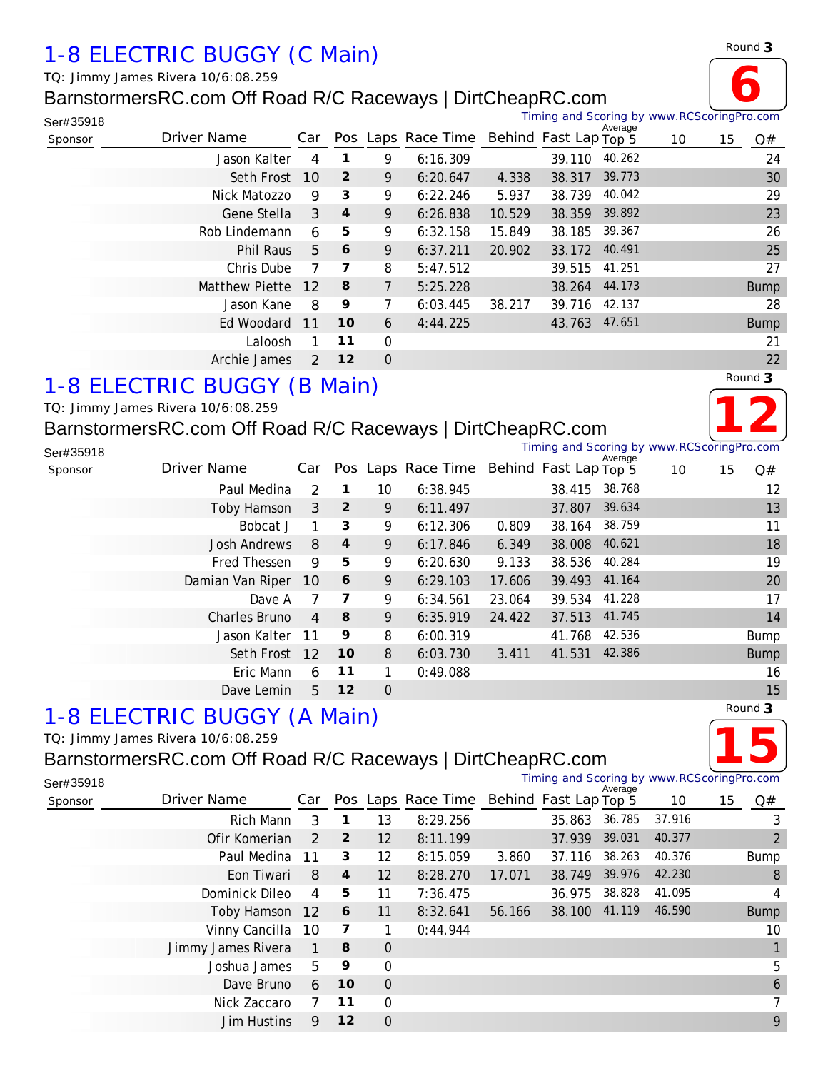# 1-8 ELECTRIC BUGGY (C Main)

Round **3**

**6**

TQ: Jimmy James Rivera 10/6:08.259

BarnstormersRC.com Off Road R/C Raceways | DirtCheapRC.com

Ser#35918

Timing and Scoring by www.RCScoringPro.com

| Sponsor | Driver Name | Car | Pos | Laps | Race Time | Behind | Fast Lap | Average Top 5 | 10 | 15 | Q# |
|---|---|---|---|---|---|---|---|---|---|---|---|
| | Jason Kalter | 4 | **1** | 9 | 6:16.309 | | 39.110 | 40.262 | | | 24 |
| | Seth Frost | 10 | **2** | 9 | 6:20.647 | 4.338 | 38.317 | 39.773 | | | 30 |
| | Nick Matozzo | 9 | **3** | 9 | 6:22.246 | 5.937 | 38.739 | 40.042 | | | 29 |
| | Gene Stella | 3 | **4** | 9 | 6:26.838 | 10.529 | 38.359 | 39.892 | | | 23 |
| | Rob Lindemann | 6 | **5** | 9 | 6:32.158 | 15.849 | 38.185 | 39.367 | | | 26 |
| | Phil Raus | 5 | **6** | 9 | 6:37.211 | 20.902 | 33.172 | 40.491 | | | 25 |
| | Chris Dube | 7 | **7** | 8 | 5:47.512 | | 39.515 | 41.251 | | | 27 |
| | Matthew Piette | 12 | **8** | 7 | 5:25.228 | | 38.264 | 44.173 | | | Bump |
| | Jason Kane | 8 | **9** | 7 | 6:03.445 | 38.217 | 39.716 | 42.137 | | | 28 |
| | Ed Woodard | 11 | **10** | 6 | 4:44.225 | | 43.763 | 47.651 | | | Bump |
| | Laloosh | 1 | **11** | 0 | | | | | | | 21 |
| | Archie James | 2 | **12** | 0 | | | | | | | 22 |

# 1-8 ELECTRIC BUGGY (B Main)

Round **3**

**12**

TQ: Jimmy James Rivera 10/6:08.259

BarnstormersRC.com Off Road R/C Raceways | DirtCheapRC.com

Ser#35918

Timing and Scoring by www.RCScoringPro.com

| Sponsor | Driver Name | Car | Pos | Laps | Race Time | Behind | Fast Lap | Average Top 5 | 10 | 15 | Q# |
|---|---|---|---|---|---|---|---|---|---|---|---|
| | Paul Medina | 2 | **1** | 10 | 6:38.945 | | 38.415 | 38.768 | | | 12 |
| | Toby Hamson | 3 | **2** | 9 | 6:11.497 | | 37.807 | 39.634 | | | 13 |
| | Bobcat J | 1 | **3** | 9 | 6:12.306 | 0.809 | 38.164 | 38.759 | | | 11 |
| | Josh Andrews | 8 | **4** | 9 | 6:17.846 | 6.349 | 38.008 | 40.621 | | | 18 |
| | Fred Thessen | 9 | **5** | 9 | 6:20.630 | 9.133 | 38.536 | 40.284 | | | 19 |
| | Damian Van Riper | 10 | **6** | 9 | 6:29.103 | 17.606 | 39.493 | 41.164 | | | 20 |
| | Dave A | 7 | **7** | 9 | 6:34.561 | 23.064 | 39.534 | 41.228 | | | 17 |
| | Charles Bruno | 4 | **8** | 9 | 6:35.919 | 24.422 | 37.513 | 41.745 | | | 14 |
| | Jason Kalter | 11 | **9** | 8 | 6:00.319 | | 41.768 | 42.536 | | | Bump |
| | Seth Frost | 12 | **10** | 8 | 6:03.730 | 3.411 | 41.531 | 42.386 | | | Bump |
| | Eric Mann | 6 | **11** | 1 | 0:49.088 | | | | | | 16 |
| | Dave Lemin | 5 | **12** | 0 | | | | | | | 15 |

# 1-8 ELECTRIC BUGGY (A Main)

Round **3**

**15**

TQ: Jimmy James Rivera 10/6:08.259

BarnstormersRC.com Off Road R/C Raceways | DirtCheapRC.com

Ser#35918

Timing and Scoring by www.RCScoringPro.com

| Sponsor | Driver Name | Car | Pos | Laps | Race Time | Behind | Fast Lap | Average Top 5 | 10 | 15 | Q# |
|---|---|---|---|---|---|---|---|---|---|---|---|
| | Rich Mann | 3 | **1** | 13 | 8:29.256 | | 35.863 | 36.785 | 37.916 | | 3 |
| | Ofir Komerian | 2 | **2** | 12 | 8:11.199 | | 37.939 | 39.031 | 40.377 | | 2 |
| | Paul Medina | 11 | **3** | 12 | 8:15.059 | 3.860 | 37.116 | 38.263 | 40.376 | | Bump |
| | Eon Tiwari | 8 | **4** | 12 | 8:28.270 | 17.071 | 38.749 | 39.976 | 42.230 | | 8 |
| | Dominick Dileo | 4 | **5** | 11 | 7:36.475 | | 36.975 | 38.828 | 41.095 | | 4 |
| | Toby Hamson | 12 | **6** | 11 | 8:32.641 | 56.166 | 38.100 | 41.119 | 46.590 | | Bump |
| | Vinny Cancilla | 10 | **7** | 1 | 0:44.944 | | | | | | 10 |
| | Jimmy James Rivera | 1 | **8** | 0 | | | | | | | 1 |
| | Joshua James | 5 | **9** | 0 | | | | | | | 5 |
| | Dave Bruno | 6 | **10** | 0 | | | | | | | 6 |
| | Nick Zaccaro | 7 | **11** | 0 | | | | | | | 7 |
| | Jim Hustins | 9 | **12** | 0 | | | | | | | 9 |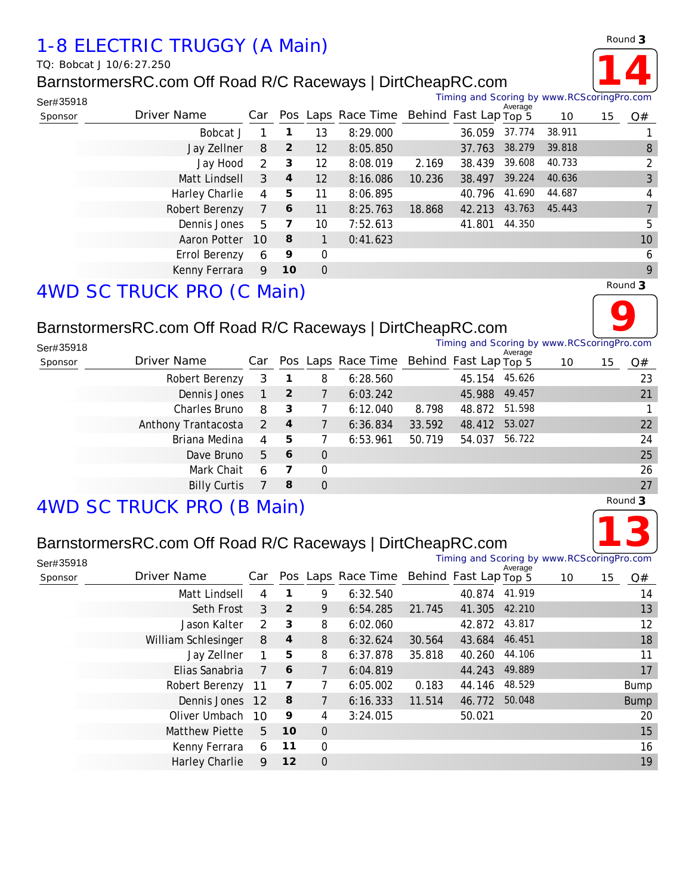## 1-8 ELECTRIC TRUGGY (A Main)

Round **3**

**14**

TQ: Bobcat J 10/6:27.250

BarnstormersRC.com Off Road R/C Raceways | DirtCheapRC.com

Ser#35918

Timing and Scoring by www.RCScoringPro.com

| Sponsor | Driver Name | Car | Pos | Laps | Race Time | Behind | Fast Lap | Average Top 5 | 10 | 15 | Q# |
|---|---|---|---|---|---|---|---|---|---|---|---|
| | Bobcat J | 1 | **1** | 13 | 8:29.000 | | 36.059 | 37.774 | 38.911 | | 1 |
| | Jay Zellner | 8 | **2** | 12 | 8:05.850 | | 37.763 | 38.279 | 39.818 | | 8 |
| | Jay Hood | 2 | **3** | 12 | 8:08.019 | 2.169 | 38.439 | 39.608 | 40.733 | | 2 |
| | Matt Lindsell | 3 | **4** | 12 | 8:16.086 | 10.236 | 38.497 | 39.224 | 40.636 | | 3 |
| | Harley Charlie | 4 | **5** | 11 | 8:06.895 | | 40.796 | 41.690 | 44.687 | | 4 |
| | Robert Berenzy | 7 | **6** | 11 | 8:25.763 | 18.868 | 42.213 | 43.763 | 45.443 | | 7 |
| | Dennis Jones | 5 | **7** | 10 | 7:52.613 | | 41.801 | 44.350 | | | 5 |
| | Aaron Potter | 10 | **8** | 1 | 0:41.623 | | | | | | 10 |
| | Errol Berenzy | 6 | **9** | 0 | | | | | | | 6 |
| | Kenny Ferrara | 9 | **10** | 0 | | | | | | | 9 |

## 4WD SC TRUCK PRO (C Main)

Round **3**

**9**

BarnstormersRC.com Off Road R/C Raceways | DirtCheapRC.com

Ser#35918

Timing and Scoring by www.RCScoringPro.com

| Sponsor | Driver Name | Car | Pos | Laps | Race Time | Behind | Fast Lap | Average Top 5 | 10 | 15 | Q# |
|---|---|---|---|---|---|---|---|---|---|---|---|
| | Robert Berenzy | 3 | **1** | 8 | 6:28.560 | | 45.154 | 45.626 | | | 23 |
| | Dennis Jones | 1 | **2** | 7 | 6:03.242 | | 45.988 | 49.457 | | | 21 |
| | Charles Bruno | 8 | **3** | 7 | 6:12.040 | 8.798 | 48.872 | 51.598 | | | 1 |
| | Anthony Trantacosta | 2 | **4** | 7 | 6:36.834 | 33.592 | 48.412 | 53.027 | | | 22 |
| | Briana Medina | 4 | **5** | 7 | 6:53.961 | 50.719 | 54.037 | 56.722 | | | 24 |
| | Dave Bruno | 5 | **6** | 0 | | | | | | | 25 |
| | Mark Chait | 6 | **7** | 0 | | | | | | | 26 |
| | Billy Curtis | 7 | **8** | 0 | | | | | | | 27 |

## 4WD SC TRUCK PRO (B Main)

Round **3**

**13**

BarnstormersRC.com Off Road R/C Raceways | DirtCheapRC.com

Ser#35918

Timing and Scoring by www.RCScoringPro.com

| Sponsor | Driver Name | Car | Pos | Laps | Race Time | Behind | Fast Lap | Average Top 5 | 10 | 15 | Q# |
|---|---|---|---|---|---|---|---|---|---|---|---|
| | Matt Lindsell | 4 | **1** | 9 | 6:32.540 | | 40.874 | 41.919 | | | 14 |
| | Seth Frost | 3 | **2** | 9 | 6:54.285 | 21.745 | 41.305 | 42.210 | | | 13 |
| | Jason Kalter | 2 | **3** | 8 | 6:02.060 | | 42.872 | 43.817 | | | 12 |
| | William Schlesinger | 8 | **4** | 8 | 6:32.624 | 30.564 | 43.684 | 46.451 | | | 18 |
| | Jay Zellner | 1 | **5** | 8 | 6:37.878 | 35.818 | 40.260 | 44.106 | | | 11 |
| | Elias Sanabria | 7 | **6** | 7 | 6:04.819 | | 44.243 | 49.889 | | | 17 |
| | Robert Berenzy | 11 | **7** | 7 | 6:05.002 | 0.183 | 44.146 | 48.529 | | | Bump |
| | Dennis Jones | 12 | **8** | 7 | 6:16.333 | 11.514 | 46.772 | 50.048 | | | Bump |
| | Oliver Umbach | 10 | **9** | 4 | 3:24.015 | | 50.021 | | | | 20 |
| | Matthew Piette | 5 | **10** | 0 | | | | | | | 15 |
| | Kenny Ferrara | 6 | **11** | 0 | | | | | | | 16 |
| | Harley Charlie | 9 | **12** | 0 | | | | | | | 19 |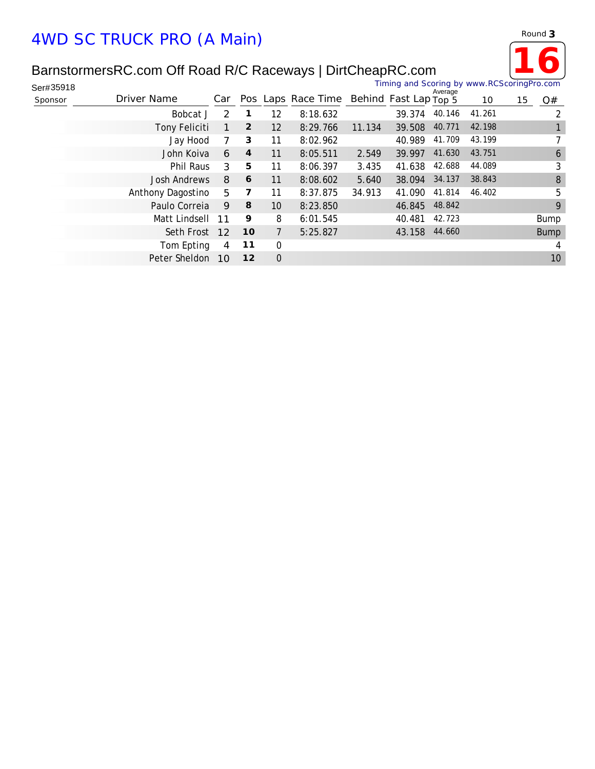# 4WD SC TRUCK PRO (A Main)

Round **3**

**16**

## BarnstormersRC.com Off Road R/C Raceways | DirtCheapRC.com

Ser#35918

*Timing and Scoring by www.RCScoringPro.com*

| Sponsor | Driver Name | Car | Pos | Laps | Race Time | Behind | Fast Lap | Average Top 5 | 10 | 15 | Q# |
|---|---|---|---|---|---|---|---|---|---|---|---|
| | Bobcat J | 2 | **1** | 12 | 8:18.632 | | 39.374 | 40.146 | 41.261 | | 2 |
| | Tony Feliciti | 1 | **2** | 12 | 8:29.766 | 11.134 | 39.508 | 40.771 | 42.198 | | 1 |
| | Jay Hood | 7 | **3** | 11 | 8:02.962 | | 40.989 | 41.709 | 43.199 | | 7 |
| | John Koiva | 6 | **4** | 11 | 8:05.511 | 2.549 | 39.997 | 41.630 | 43.751 | | 6 |
| | Phil Raus | 3 | **5** | 11 | 8:06.397 | 3.435 | 41.638 | 42.688 | 44.089 | | 3 |
| | Josh Andrews | 8 | **6** | 11 | 8:08.602 | 5.640 | 38.094 | 34.137 | 38.843 | | 8 |
| | Anthony Dagostino | 5 | **7** | 11 | 8:37.875 | 34.913 | 41.090 | 41.814 | 46.402 | | 5 |
| | Paulo Correia | 9 | **8** | 10 | 8:23.850 | | 46.845 | 48.842 | | | 9 |
| | Matt Lindsell | 11 | **9** | 8 | 6:01.545 | | 40.481 | 42.723 | | | Bump |
| | Seth Frost | 12 | **10** | 7 | 5:25.827 | | 43.158 | 44.660 | | | Bump |
| | Tom Epting | 4 | **11** | 0 | | | | | | | 4 |
| | Peter Sheldon | 10 | **12** | 0 | | | | | | | 10 |